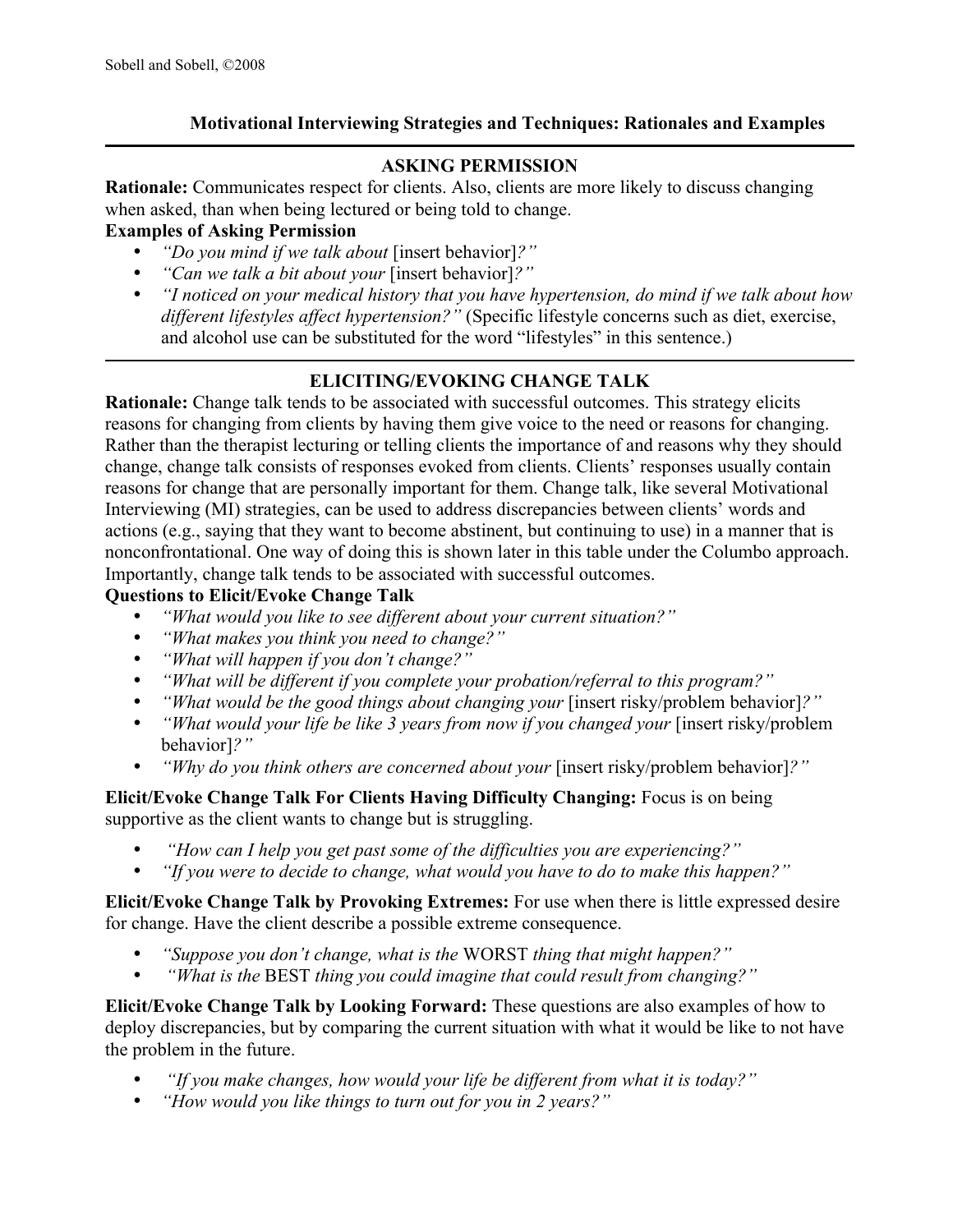# Motivational Interviewing Strategies and Techniques: Rationales and Examples

## ASKING PERMISSION

**Rationale:** Communicates respect for clients. Also, clients are more likely to discuss changing when asked, than when being lectured or being told to change.

**Examples of Asking Permission**

- *"Do you mind if we talk about* [insert behavior]*?"*
- *"Can we talk a bit about your* [insert behavior]*?"*
- *"I noticed on your medical history that you have hypertension, do mind if we talk about how different lifestyles affect hypertension?"* (Specific lifestyle concerns such as diet, exercise, and alcohol use can be substituted for the word "lifestyles" in this sentence.)

## ELICITING/EVOKING CHANGE TALK

**Rationale:** Change talk tends to be associated with successful outcomes. This strategy elicits reasons for changing from clients by having them give voice to the need or reasons for changing. Rather than the therapist lecturing or telling clients the importance of and reasons why they should change, change talk consists of responses evoked from clients. Clients' responses usually contain reasons for change that are personally important for them. Change talk, like several Motivational Interviewing (MI) strategies, can be used to address discrepancies between clients' words and actions (e.g., saying that they want to become abstinent, but continuing to use) in a manner that is nonconfrontational. One way of doing this is shown later in this table under the Columbo approach. Importantly, change talk tends to be associated with successful outcomes.

**Questions to Elicit/Evoke Change Talk**

- *"What would you like to see different about your current situation?"*
- *"What makes you think you need to change?"*
- *"What will happen if you don't change?"*
- *"What will be different if you complete your probation/referral to this program?"*
- *"What would be the good things about changing your* [insert risky/problem behavior]*?"*
- *"What would your life be like 3 years from now if you changed your* [insert risky/problem behavior]*?"*
- *"Why do you think others are concerned about your* [insert risky/problem behavior]*?"*

**Elicit/Evoke Change Talk For Clients Having Difficulty Changing:** Focus is on being supportive as the client wants to change but is struggling.

- *"How can I help you get past some of the difficulties you are experiencing?"*
- *"If you were to decide to change, what would you have to do to make this happen?"*

**Elicit/Evoke Change Talk by Provoking Extremes:** For use when there is little expressed desire for change. Have the client describe a possible extreme consequence.

- *"Suppose you don't change, what is the* WORST *thing that might happen?"*
- *"What is the* BEST *thing you could imagine that could result from changing?"*

**Elicit/Evoke Change Talk by Looking Forward:** These questions are also examples of how to deploy discrepancies, but by comparing the current situation with what it would be like to not have the problem in the future.

- *"If you make changes, how would your life be different from what it is today?"*
- *"How would you like things to turn out for you in 2 years?"*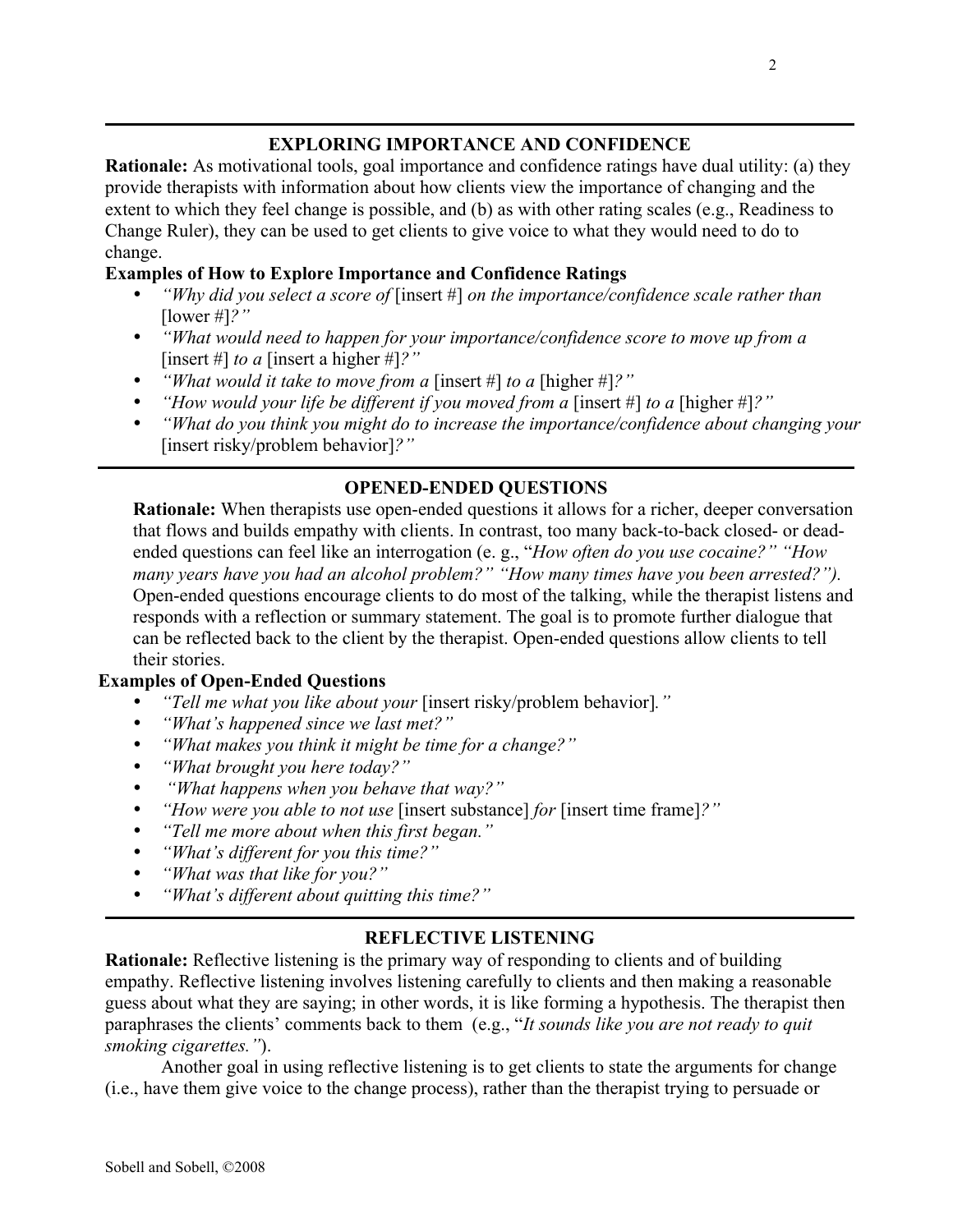## EXPLORING IMPORTANCE AND CONFIDENCE

**Rationale:** As motivational tools, goal importance and confidence ratings have dual utility: (a) they provide therapists with information about how clients view the importance of changing and the extent to which they feel change is possible, and (b) as with other rating scales (e.g., Readiness to Change Ruler), they can be used to get clients to give voice to what they would need to do to change.

**Examples of How to Explore Importance and Confidence Ratings**

- *"Why did you select a score of* [insert #] *on the importance/confidence scale rather than* [lower #]*?"*
- *"What would need to happen for your importance/confidence score to move up from a* [insert #] *to a* [insert a higher #]*?"*
- *"What would it take to move from a* [insert #] *to a* [higher #]*?"*
- *"How would your life be different if you moved from a* [insert #] *to a* [higher #]*?"*
- *"What do you think you might do to increase the importance/confidence about changing your* [insert risky/problem behavior]*?"*

## OPENED-ENDED QUESTIONS

**Rationale:** When therapists use open-ended questions it allows for a richer, deeper conversation that flows and builds empathy with clients. In contrast, too many back-to-back closed- or dead-ended questions can feel like an interrogation (e. g., "*How often do you use cocaine?" "How many years have you had an alcohol problem?" "How many times have you been arrested?").* Open-ended questions encourage clients to do most of the talking, while the therapist listens and responds with a reflection or summary statement. The goal is to promote further dialogue that can be reflected back to the client by the therapist. Open-ended questions allow clients to tell their stories.

**Examples of Open-Ended Questions**

- *"Tell me what you like about your* [insert risky/problem behavior]*."*
- *"What's happened since we last met?"*
- *"What makes you think it might be time for a change?"*
- *"What brought you here today?"*
- *"What happens when you behave that way?"*
- *"How were you able to not use* [insert substance] *for* [insert time frame]*?"*
- *"Tell me more about when this first began."*
- *"What's different for you this time?"*
- *"What was that like for you?"*
- *"What's different about quitting this time?"*

## REFLECTIVE LISTENING

**Rationale:** Reflective listening is the primary way of responding to clients and of building empathy. Reflective listening involves listening carefully to clients and then making a reasonable guess about what they are saying; in other words, it is like forming a hypothesis. The therapist then paraphrases the clients' comments back to them (e.g., "*It sounds like you are not ready to quit smoking cigarettes."*).

Another goal in using reflective listening is to get clients to state the arguments for change (i.e., have them give voice to the change process), rather than the therapist trying to persuade or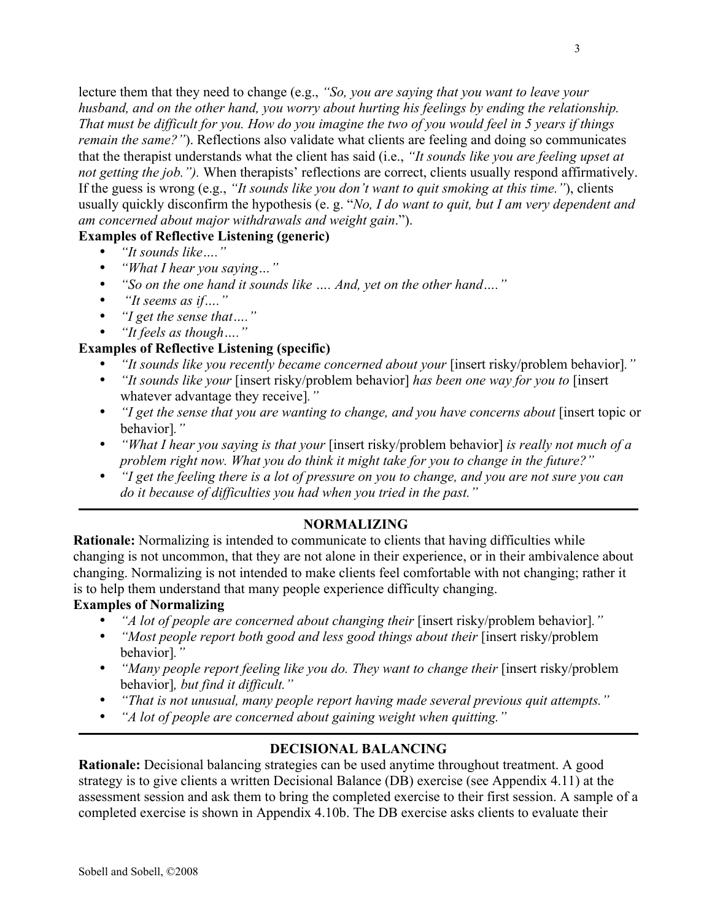lecture them that they need to change (e.g., *"So, you are saying that you want to leave your husband, and on the other hand, you worry about hurting his feelings by ending the relationship. That must be difficult for you. How do you imagine the two of you would feel in 5 years if things remain the same?"*). Reflections also validate what clients are feeling and doing so communicates that the therapist understands what the client has said (i.e., *"It sounds like you are feeling upset at not getting the job.").* When therapists' reflections are correct, clients usually respond affirmatively. If the guess is wrong (e.g., *"It sounds like you don't want to quit smoking at this time."*), clients usually quickly disconfirm the hypothesis (e. g. "*No, I do want to quit, but I am very dependent and am concerned about major withdrawals and weight gain*.").

**Examples of Reflective Listening (generic)**

- *"It sounds like…."*
- *"What I hear you saying…"*
- *"So on the one hand it sounds like …. And, yet on the other hand…."*
- *"It seems as if…."*
- *"I get the sense that…."*
- *"It feels as though…."*

**Examples of Reflective Listening (specific)**

- *"It sounds like you recently became concerned about your* [insert risky/problem behavior]*."*
- *"It sounds like your* [insert risky/problem behavior] *has been one way for you to* [insert whatever advantage they receive]*."*
- *"I get the sense that you are wanting to change, and you have concerns about* [insert topic or behavior]*."*
- *"What I hear you saying is that your* [insert risky/problem behavior] *is really not much of a problem right now. What you do think it might take for you to change in the future?"*
- *"I get the feeling there is a lot of pressure on you to change, and you are not sure you can do it because of difficulties you had when you tried in the past."*

---

## NORMALIZING

**Rationale:** Normalizing is intended to communicate to clients that having difficulties while changing is not uncommon, that they are not alone in their experience, or in their ambivalence about changing. Normalizing is not intended to make clients feel comfortable with not changing; rather it is to help them understand that many people experience difficulty changing.

**Examples of Normalizing**

- *"A lot of people are concerned about changing their* [insert risky/problem behavior]*."*
- *"Most people report both good and less good things about their* [insert risky/problem behavior]*."*
- *"Many people report feeling like you do. They want to change their* [insert risky/problem behavior]*, but find it difficult."*
- *"That is not unusual, many people report having made several previous quit attempts."*
- *"A lot of people are concerned about gaining weight when quitting."*

---

## DECISIONAL BALANCING

**Rationale:** Decisional balancing strategies can be used anytime throughout treatment. A good strategy is to give clients a written Decisional Balance (DB) exercise (see Appendix 4.11) at the assessment session and ask them to bring the completed exercise to their first session. A sample of a completed exercise is shown in Appendix 4.10b. The DB exercise asks clients to evaluate their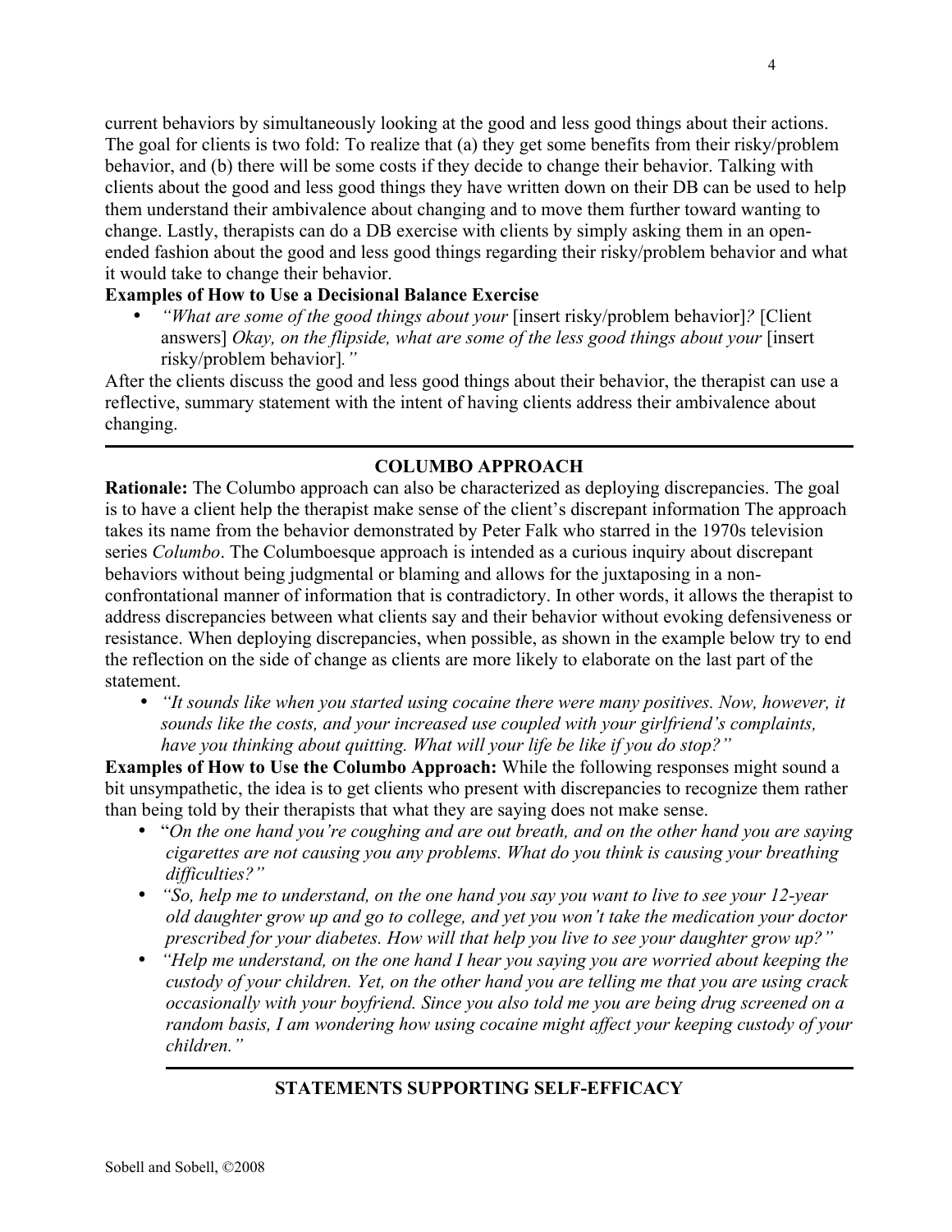current behaviors by simultaneously looking at the good and less good things about their actions. The goal for clients is two fold: To realize that (a) they get some benefits from their risky/problem behavior, and (b) there will be some costs if they decide to change their behavior. Talking with clients about the good and less good things they have written down on their DB can be used to help them understand their ambivalence about changing and to move them further toward wanting to change. Lastly, therapists can do a DB exercise with clients by simply asking them in an open-ended fashion about the good and less good things regarding their risky/problem behavior and what it would take to change their behavior.

**Examples of How to Use a Decisional Balance Exercise**

- *"What are some of the good things about your* [insert risky/problem behavior]*?* [Client answers] *Okay, on the flipside, what are some of the less good things about your* [insert risky/problem behavior]*."*

After the clients discuss the good and less good things about their behavior, the therapist can use a reflective, summary statement with the intent of having clients address their ambivalence about changing.

---

## COLUMBO APPROACH

**Rationale:** The Columbo approach can also be characterized as deploying discrepancies. The goal is to have a client help the therapist make sense of the client's discrepant information The approach takes its name from the behavior demonstrated by Peter Falk who starred in the 1970s television series *Columbo*. The Columboesque approach is intended as a curious inquiry about discrepant behaviors without being judgmental or blaming and allows for the juxtaposing in a non-confrontational manner of information that is contradictory. In other words, it allows the therapist to address discrepancies between what clients say and their behavior without evoking defensiveness or resistance. When deploying discrepancies, when possible, as shown in the example below try to end the reflection on the side of change as clients are more likely to elaborate on the last part of the statement.

- *"It sounds like when you started using cocaine there were many positives. Now, however, it sounds like the costs, and your increased use coupled with your girlfriend's complaints, have you thinking about quitting. What will your life be like if you do stop?"*

**Examples of How to Use the Columbo Approach:** While the following responses might sound a bit unsympathetic, the idea is to get clients who present with discrepancies to recognize them rather than being told by their therapists that what they are saying does not make sense.

- "*On the one hand you're coughing and are out breath, and on the other hand you are saying cigarettes are not causing you any problems. What do you think is causing your breathing difficulties?"*
- *"So, help me to understand, on the one hand you say you want to live to see your 12-year old daughter grow up and go to college, and yet you won't take the medication your doctor prescribed for your diabetes. How will that help you live to see your daughter grow up?"*
- *"Help me understand, on the one hand I hear you saying you are worried about keeping the custody of your children. Yet, on the other hand you are telling me that you are using crack occasionally with your boyfriend. Since you also told me you are being drug screened on a random basis, I am wondering how using cocaine might affect your keeping custody of your children."*

---

## STATEMENTS SUPPORTING SELF-EFFICACY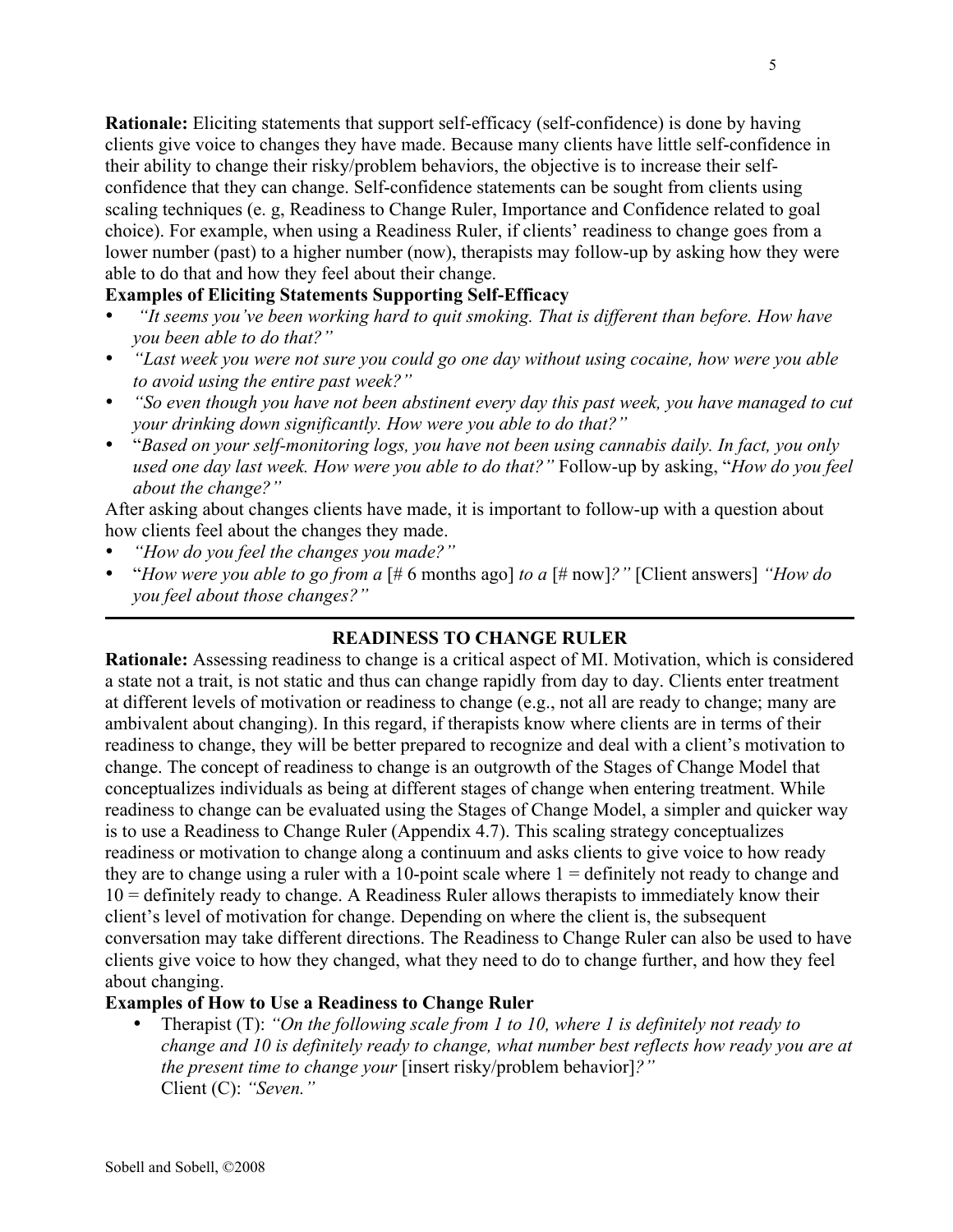**Rationale:** Eliciting statements that support self-efficacy (self-confidence) is done by having clients give voice to changes they have made. Because many clients have little self-confidence in their ability to change their risky/problem behaviors, the objective is to increase their self-confidence that they can change. Self-confidence statements can be sought from clients using scaling techniques (e. g, Readiness to Change Ruler, Importance and Confidence related to goal choice). For example, when using a Readiness Ruler, if clients' readiness to change goes from a lower number (past) to a higher number (now), therapists may follow-up by asking how they were able to do that and how they feel about their change.

**Examples of Eliciting Statements Supporting Self-Efficacy**

- *"It seems you've been working hard to quit smoking. That is different than before. How have you been able to do that?"*
- *"Last week you were not sure you could go one day without using cocaine, how were you able to avoid using the entire past week?"*
- *"So even though you have not been abstinent every day this past week, you have managed to cut your drinking down significantly. How were you able to do that?"*
- "*Based on your self-monitoring logs, you have not been using cannabis daily. In fact, you only used one day last week. How were you able to do that?"* Follow-up by asking, "*How do you feel about the change?"*

After asking about changes clients have made, it is important to follow-up with a question about how clients feel about the changes they made.

- *"How do you feel the changes you made?"*
- "*How were you able to go from a* [# 6 months ago] *to a* [# now]*?"* [Client answers] *"How do you feel about those changes?"*

---

## READINESS TO CHANGE RULER

**Rationale:** Assessing readiness to change is a critical aspect of MI. Motivation, which is considered a state not a trait, is not static and thus can change rapidly from day to day. Clients enter treatment at different levels of motivation or readiness to change (e.g., not all are ready to change; many are ambivalent about changing). In this regard, if therapists know where clients are in terms of their readiness to change, they will be better prepared to recognize and deal with a client's motivation to change. The concept of readiness to change is an outgrowth of the Stages of Change Model that conceptualizes individuals as being at different stages of change when entering treatment. While readiness to change can be evaluated using the Stages of Change Model, a simpler and quicker way is to use a Readiness to Change Ruler (Appendix 4.7). This scaling strategy conceptualizes readiness or motivation to change along a continuum and asks clients to give voice to how ready they are to change using a ruler with a 10-point scale where 1 = definitely not ready to change and 10 = definitely ready to change. A Readiness Ruler allows therapists to immediately know their client's level of motivation for change. Depending on where the client is, the subsequent conversation may take different directions. The Readiness to Change Ruler can also be used to have clients give voice to how they changed, what they need to do to change further, and how they feel about changing.

**Examples of How to Use a Readiness to Change Ruler**

- Therapist (T): *"On the following scale from 1 to 10, where 1 is definitely not ready to change and 10 is definitely ready to change, what number best reflects how ready you are at the present time to change your* [insert risky/problem behavior]*?"*
  Client (C): *"Seven."*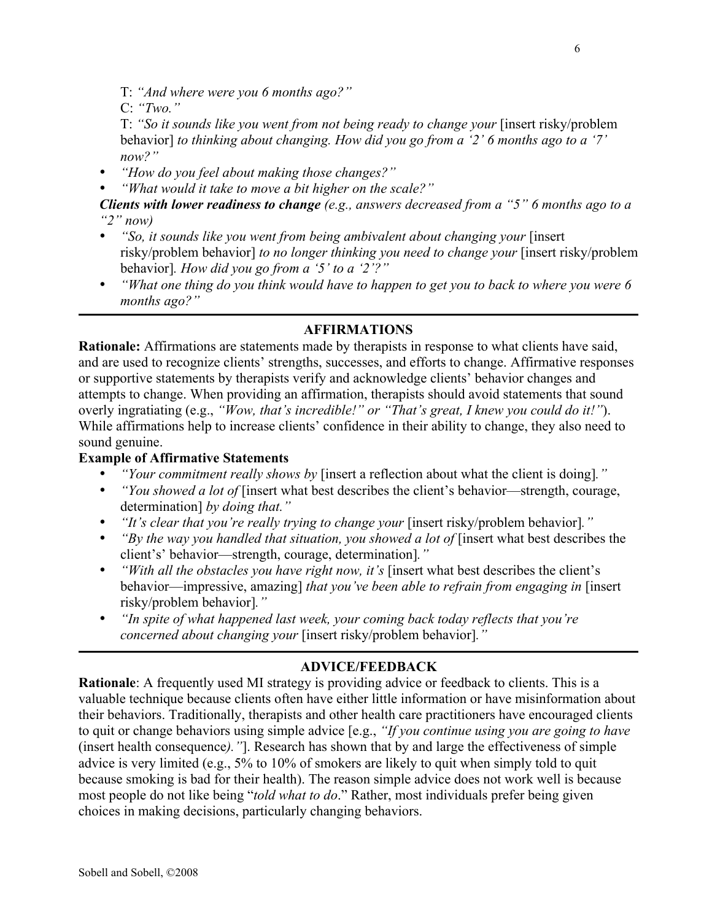T: *"And where were you 6 months ago?"*

C: *"Two."*

T: *"So it sounds like you went from not being ready to change your* [insert risky/problem behavior] *to thinking about changing. How did you go from a '2' 6 months ago to a '7' now?"*

- *"How do you feel about making those changes?"*
- *"What would it take to move a bit higher on the scale?"*

***Clients with lower readiness to change*** *(e.g., answers decreased from a "5" 6 months ago to a "2" now)*

- *"So, it sounds like you went from being ambivalent about changing your* [insert risky/problem behavior] *to no longer thinking you need to change your* [insert risky/problem behavior]*. How did you go from a '5' to a '2'?"*
- *"What one thing do you think would have to happen to get you to back to where you were 6 months ago?"*

---

## AFFIRMATIONS

**Rationale:** Affirmations are statements made by therapists in response to what clients have said, and are used to recognize clients' strengths, successes, and efforts to change. Affirmative responses or supportive statements by therapists verify and acknowledge clients' behavior changes and attempts to change. When providing an affirmation, therapists should avoid statements that sound overly ingratiating (e.g., *"Wow, that's incredible!" or "That's great, I knew you could do it!"*). While affirmations help to increase clients' confidence in their ability to change, they also need to sound genuine.

**Example of Affirmative Statements**

- *"Your commitment really shows by* [insert a reflection about what the client is doing]*."*
- *"You showed a lot of* [insert what best describes the client's behavior—strength, courage, determination] *by doing that."*
- *"It's clear that you're really trying to change your* [insert risky/problem behavior]*."*
- *"By the way you handled that situation, you showed a lot of* [insert what best describes the client's' behavior—strength, courage, determination]*."*
- *"With all the obstacles you have right now, it's* [insert what best describes the client's behavior—impressive, amazing] *that you've been able to refrain from engaging in* [insert risky/problem behavior]*."*
- *"In spite of what happened last week, your coming back today reflects that you're concerned about changing your* [insert risky/problem behavior]*."*

---

## ADVICE/FEEDBACK

**Rationale**: A frequently used MI strategy is providing advice or feedback to clients. This is a valuable technique because clients often have either little information or have misinformation about their behaviors. Traditionally, therapists and other health care practitioners have encouraged clients to quit or change behaviors using simple advice [e.g., *"If you continue using you are going to have* (insert health consequence*)."*]. Research has shown that by and large the effectiveness of simple advice is very limited (e.g., 5% to 10% of smokers are likely to quit when simply told to quit because smoking is bad for their health). The reason simple advice does not work well is because most people do not like being "*told what to do*." Rather, most individuals prefer being given choices in making decisions, particularly changing behaviors.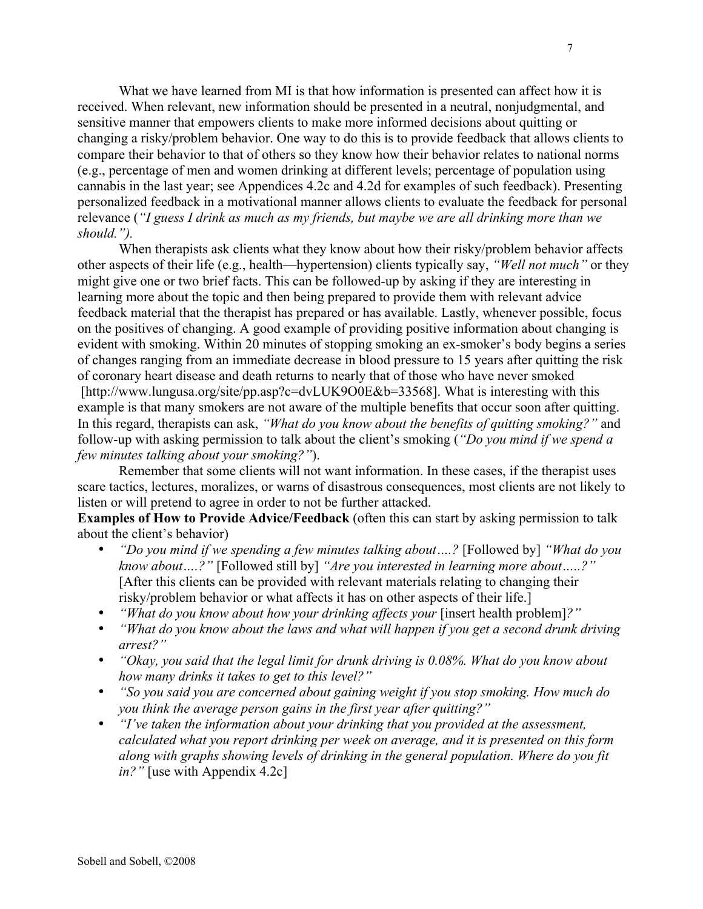What we have learned from MI is that how information is presented can affect how it is received. When relevant, new information should be presented in a neutral, nonjudgmental, and sensitive manner that empowers clients to make more informed decisions about quitting or changing a risky/problem behavior. One way to do this is to provide feedback that allows clients to compare their behavior to that of others so they know how their behavior relates to national norms (e.g., percentage of men and women drinking at different levels; percentage of population using cannabis in the last year; see Appendices 4.2c and 4.2d for examples of such feedback). Presenting personalized feedback in a motivational manner allows clients to evaluate the feedback for personal relevance (*"I guess I drink as much as my friends, but maybe we are all drinking more than we should.").*

When therapists ask clients what they know about how their risky/problem behavior affects other aspects of their life (e.g., health—hypertension) clients typically say, *"Well not much"* or they might give one or two brief facts. This can be followed-up by asking if they are interesting in learning more about the topic and then being prepared to provide them with relevant advice feedback material that the therapist has prepared or has available. Lastly, whenever possible, focus on the positives of changing. A good example of providing positive information about changing is evident with smoking. Within 20 minutes of stopping smoking an ex-smoker's body begins a series of changes ranging from an immediate decrease in blood pressure to 15 years after quitting the risk of coronary heart disease and death returns to nearly that of those who have never smoked [http://www.lungusa.org/site/pp.asp?c=dvLUK9O0E&b=33568]. What is interesting with this example is that many smokers are not aware of the multiple benefits that occur soon after quitting. In this regard, therapists can ask, *"What do you know about the benefits of quitting smoking?"* and follow-up with asking permission to talk about the client's smoking (*"Do you mind if we spend a few minutes talking about your smoking?"*).

Remember that some clients will not want information. In these cases, if the therapist uses scare tactics, lectures, moralizes, or warns of disastrous consequences, most clients are not likely to listen or will pretend to agree in order to not be further attacked.

**Examples of How to Provide Advice/Feedback** (often this can start by asking permission to talk about the client's behavior)

- *"Do you mind if we spending a few minutes talking about….?* [Followed by] *"What do you know about….?"* [Followed still by] *"Are you interested in learning more about…..?"* [After this clients can be provided with relevant materials relating to changing their risky/problem behavior or what affects it has on other aspects of their life.]
- *"What do you know about how your drinking affects your* [insert health problem]*?"*
- *"What do you know about the laws and what will happen if you get a second drunk driving arrest?"*
- *"Okay, you said that the legal limit for drunk driving is 0.08%. What do you know about how many drinks it takes to get to this level?"*
- *"So you said you are concerned about gaining weight if you stop smoking. How much do you think the average person gains in the first year after quitting?"*
- *"I've taken the information about your drinking that you provided at the assessment, calculated what you report drinking per week on average, and it is presented on this form along with graphs showing levels of drinking in the general population. Where do you fit in?"* [use with Appendix 4.2c]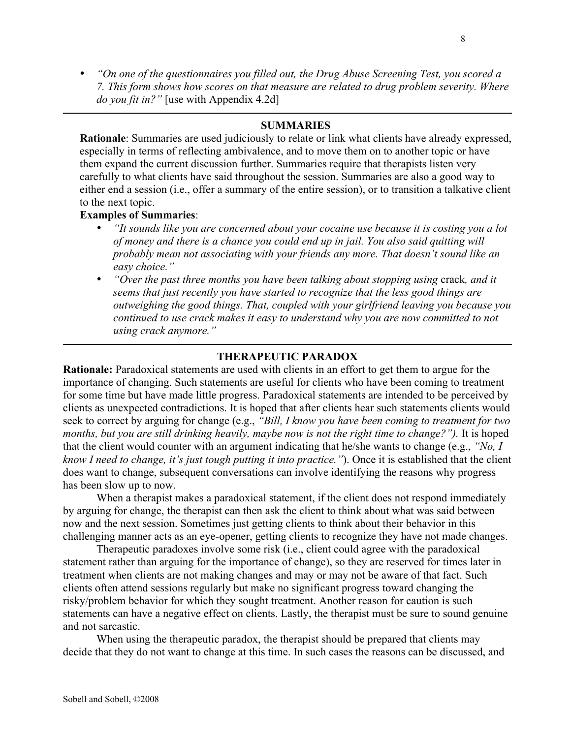- *"On one of the questionnaires you filled out, the Drug Abuse Screening Test, you scored a 7. This form shows how scores on that measure are related to drug problem severity. Where do you fit in?"* [use with Appendix 4.2d]

---

## SUMMARIES

**Rationale**: Summaries are used judiciously to relate or link what clients have already expressed, especially in terms of reflecting ambivalence, and to move them on to another topic or have them expand the current discussion further. Summaries require that therapists listen very carefully to what clients have said throughout the session. Summaries are also a good way to either end a session (i.e., offer a summary of the entire session), or to transition a talkative client to the next topic.

**Examples of Summaries**:

- *"It sounds like you are concerned about your cocaine use because it is costing you a lot of money and there is a chance you could end up in jail. You also said quitting will probably mean not associating with your friends any more. That doesn't sound like an easy choice."*
- *"Over the past three months you have been talking about stopping using* crack*, and it seems that just recently you have started to recognize that the less good things are outweighing the good things. That, coupled with your girlfriend leaving you because you continued to use crack makes it easy to understand why you are now committed to not using crack anymore."*

---

## THERAPEUTIC PARADOX

**Rationale:** Paradoxical statements are used with clients in an effort to get them to argue for the importance of changing. Such statements are useful for clients who have been coming to treatment for some time but have made little progress. Paradoxical statements are intended to be perceived by clients as unexpected contradictions. It is hoped that after clients hear such statements clients would seek to correct by arguing for change (e.g., *"Bill, I know you have been coming to treatment for two months, but you are still drinking heavily, maybe now is not the right time to change?").* It is hoped that the client would counter with an argument indicating that he/she wants to change (e.g., *"No, I know I need to change, it's just tough putting it into practice."*). Once it is established that the client does want to change, subsequent conversations can involve identifying the reasons why progress has been slow up to now.

When a therapist makes a paradoxical statement, if the client does not respond immediately by arguing for change, the therapist can then ask the client to think about what was said between now and the next session. Sometimes just getting clients to think about their behavior in this challenging manner acts as an eye-opener, getting clients to recognize they have not made changes.

Therapeutic paradoxes involve some risk (i.e., client could agree with the paradoxical statement rather than arguing for the importance of change), so they are reserved for times later in treatment when clients are not making changes and may or may not be aware of that fact. Such clients often attend sessions regularly but make no significant progress toward changing the risky/problem behavior for which they sought treatment. Another reason for caution is such statements can have a negative effect on clients. Lastly, the therapist must be sure to sound genuine and not sarcastic.

When using the therapeutic paradox, the therapist should be prepared that clients may decide that they do not want to change at this time. In such cases the reasons can be discussed, and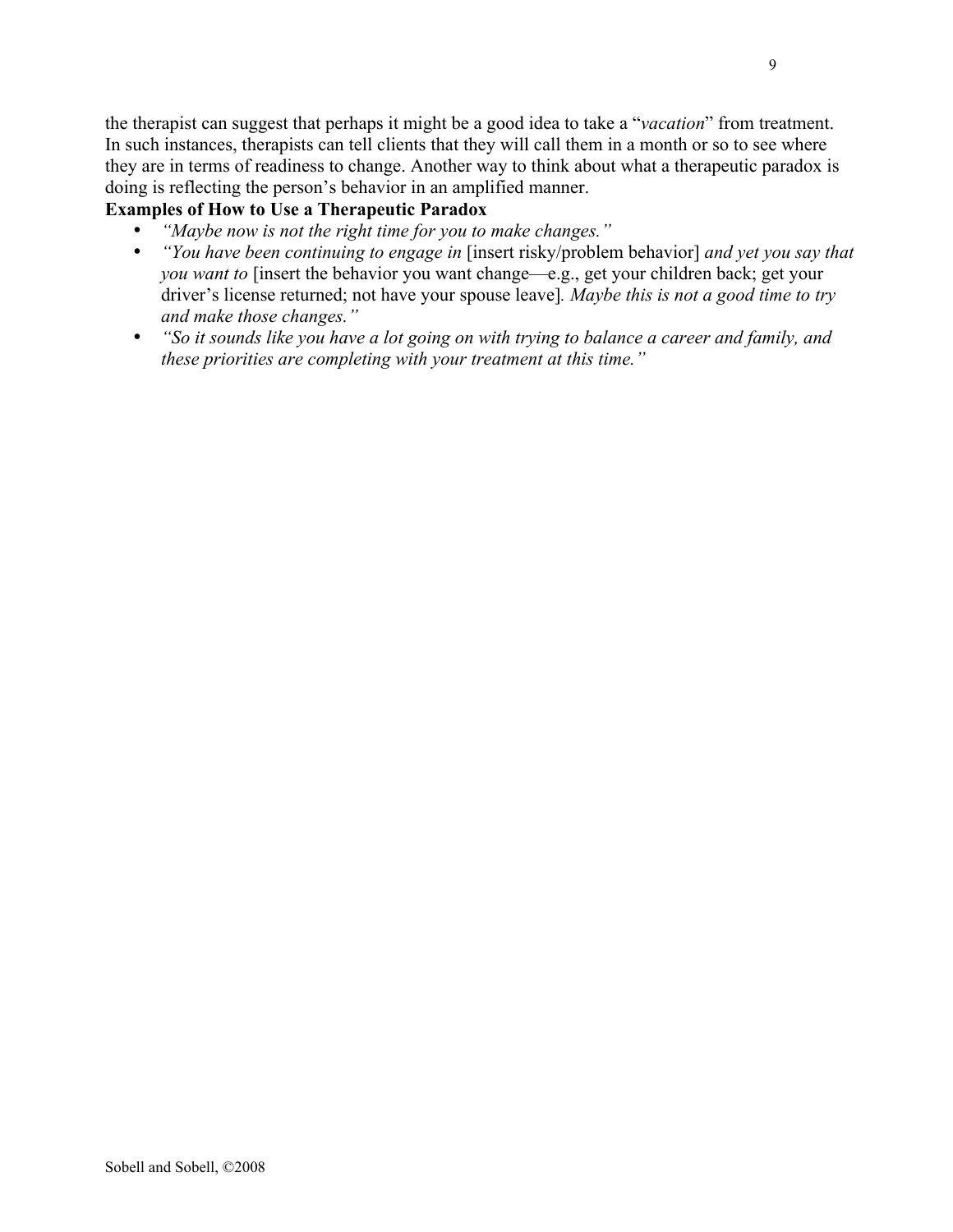the therapist can suggest that perhaps it might be a good idea to take a "*vacation*" from treatment. In such instances, therapists can tell clients that they will call them in a month or so to see where they are in terms of readiness to change. Another way to think about what a therapeutic paradox is doing is reflecting the person's behavior in an amplified manner.

**Examples of How to Use a Therapeutic Paradox**

- *"Maybe now is not the right time for you to make changes."*
- *"You have been continuing to engage in* [insert risky/problem behavior] *and yet you say that you want to* [insert the behavior you want change—e.g., get your children back; get your driver's license returned; not have your spouse leave]*. Maybe this is not a good time to try and make those changes."*
- *"So it sounds like you have a lot going on with trying to balance a career and family, and these priorities are completing with your treatment at this time."*